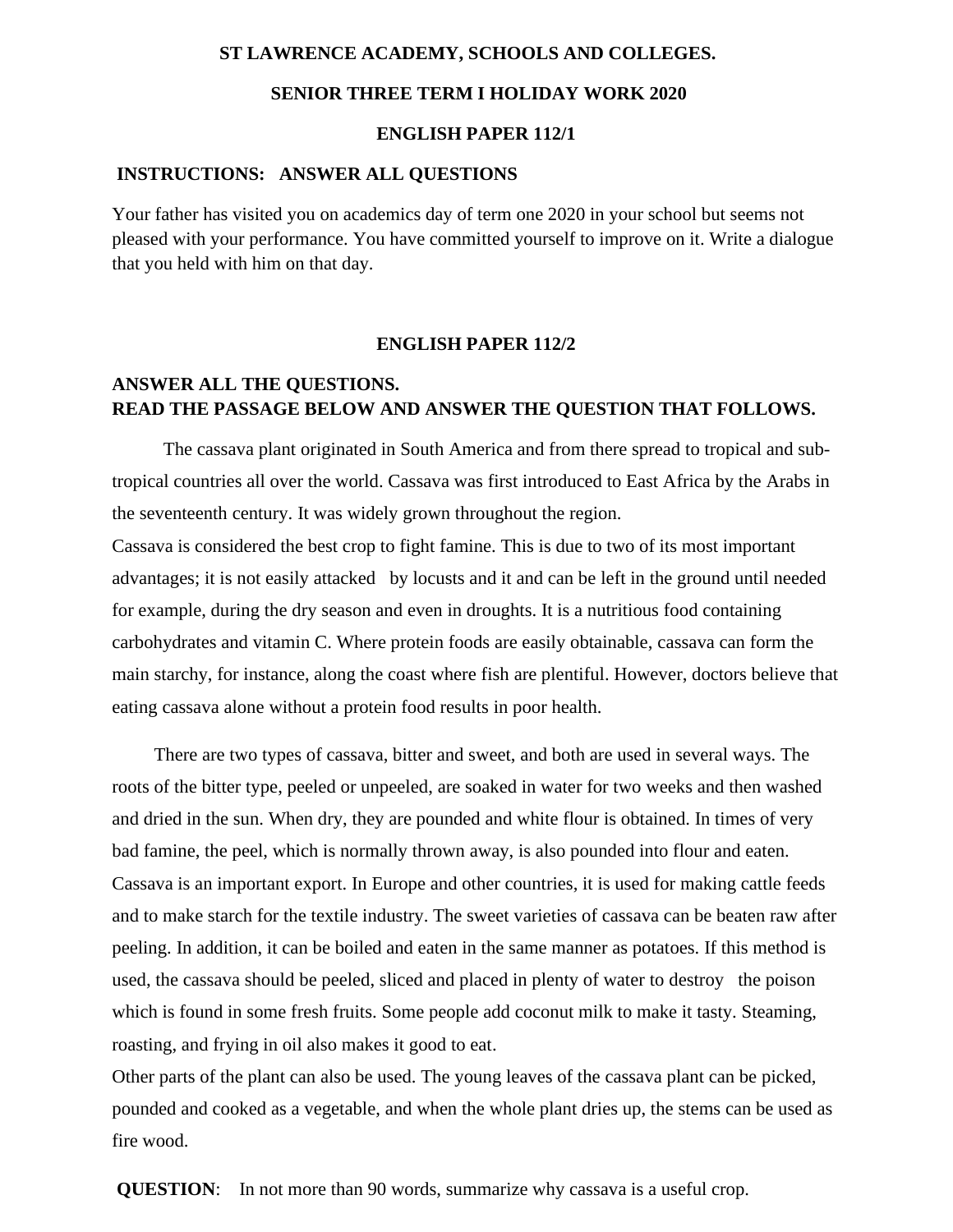# ST LAWRENCE ACADEMY, SCHOOLS AND COLLEGES.

## SENIOR THREE TERM I HOLIDAY WORK 2020

## ENGLISH PAPER 112/1

**INSTRUCTIONS: ANSWER ALL QUESTIONS**

Your father has visited you on academics day of term one 2020 in your school but seems not pleased with your performance. You have committed yourself to improve on it. Write a dialogue that you held with him on that day.

## ENGLISH PAPER 112/2

**ANSWER ALL THE QUESTIONS.**
**READ THE PASSAGE BELOW AND ANSWER THE QUESTION THAT FOLLOWS.**

The cassava plant originated in South America and from there spread to tropical and sub-tropical countries all over the world. Cassava was first introduced to East Africa by the Arabs in the seventeenth century. It was widely grown throughout the region.

Cassava is considered the best crop to fight famine. This is due to two of its most important advantages; it is not easily attacked by locusts and it and can be left in the ground until needed for example, during the dry season and even in droughts. It is a nutritious food containing carbohydrates and vitamin C. Where protein foods are easily obtainable, cassava can form the main starchy, for instance, along the coast where fish are plentiful. However, doctors believe that eating cassava alone without a protein food results in poor health.

There are two types of cassava, bitter and sweet, and both are used in several ways. The roots of the bitter type, peeled or unpeeled, are soaked in water for two weeks and then washed and dried in the sun. When dry, they are pounded and white flour is obtained. In times of very bad famine, the peel, which is normally thrown away, is also pounded into flour and eaten. Cassava is an important export. In Europe and other countries, it is used for making cattle feeds and to make starch for the textile industry. The sweet varieties of cassava can be beaten raw after peeling. In addition, it can be boiled and eaten in the same manner as potatoes. If this method is used, the cassava should be peeled, sliced and placed in plenty of water to destroy the poison which is found in some fresh fruits. Some people add coconut milk to make it tasty. Steaming, roasting, and frying in oil also makes it good to eat.

Other parts of the plant can also be used. The young leaves of the cassava plant can be picked, pounded and cooked as a vegetable, and when the whole plant dries up, the stems can be used as fire wood.

**QUESTION**: In not more than 90 words, summarize why cassava is a useful crop.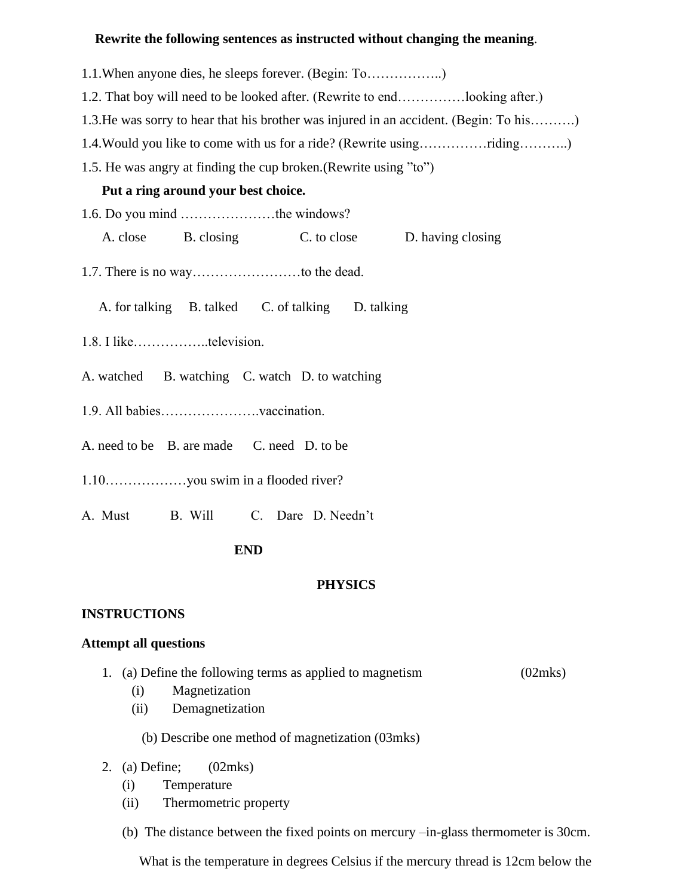**Rewrite the following sentences as instructed without changing the meaning**.

1.1.When anyone dies, he sleeps forever. (Begin: To……………..)

1.2. That boy will need to be looked after. (Rewrite to end……………looking after.)

1.3.He was sorry to hear that his brother was injured in an accident. (Begin: To his……….)

1.4.Would you like to come with us for a ride? (Rewrite using……………riding………..)

1.5. He was angry at finding the cup broken.(Rewrite using "to")

**Put a ring around your best choice.**

1.6. Do you mind …………………the windows?

A. close B. closing C. to close D. having closing

1.7. There is no way……………………to the dead.

A. for talking B. talked C. of talking D. talking

1.8. I like……………..television.

A. watched B. watching C. watch D. to watching

1.9. All babies………………….vaccination.

A. need to be B. are made C. need D. to be

1.10………………you swim in a flooded river?

A. Must B. Will C. Dare D. Needn't

**END**

## PHYSICS

**INSTRUCTIONS**

**Attempt all questions**

1. (a) Define the following terms as applied to magnetism (02mks)
   (i) Magnetization
   (ii) Demagnetization

   (b) Describe one method of magnetization (03mks)

2. (a) Define; (02mks)
   (i) Temperature
   (ii) Thermometric property

   (b) The distance between the fixed points on mercury –in-glass thermometer is 30cm. What is the temperature in degrees Celsius if the mercury thread is 12cm below the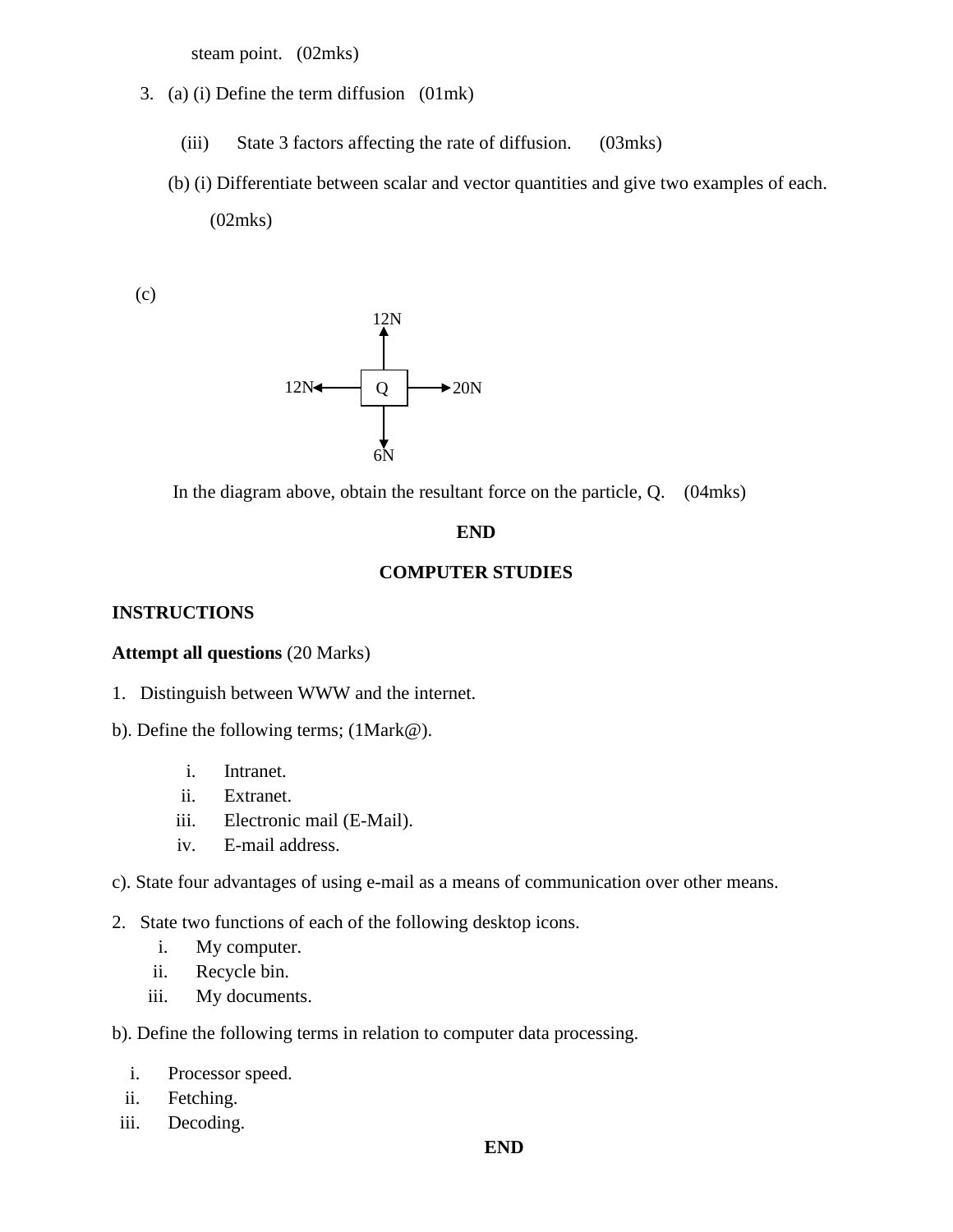steam point. (02mks)

3. (a) (i) Define the term diffusion (01mk)

   (iii) State 3 factors affecting the rate of diffusion. (03mks)

   (b) (i) Differentiate between scalar and vector quantities and give two examples of each. (02mks)

(c)

12N (up), 12N (left), Q, 20N (right), 6N (down)

In the diagram above, obtain the resultant force on the particle, Q. (04mks)

**END**

## COMPUTER STUDIES

**INSTRUCTIONS**

**Attempt all questions** (20 Marks)

1. Distinguish between WWW and the internet.

b). Define the following terms; (1Mark@).

i. Intranet.
ii. Extranet.
iii. Electronic mail (E-Mail).
iv. E-mail address.

c). State four advantages of using e-mail as a means of communication over other means.

2. State two functions of each of the following desktop icons.
   i. My computer.
   ii. Recycle bin.
   iii. My documents.

b). Define the following terms in relation to computer data processing.

i. Processor speed.
ii. Fetching.
iii. Decoding.

**END**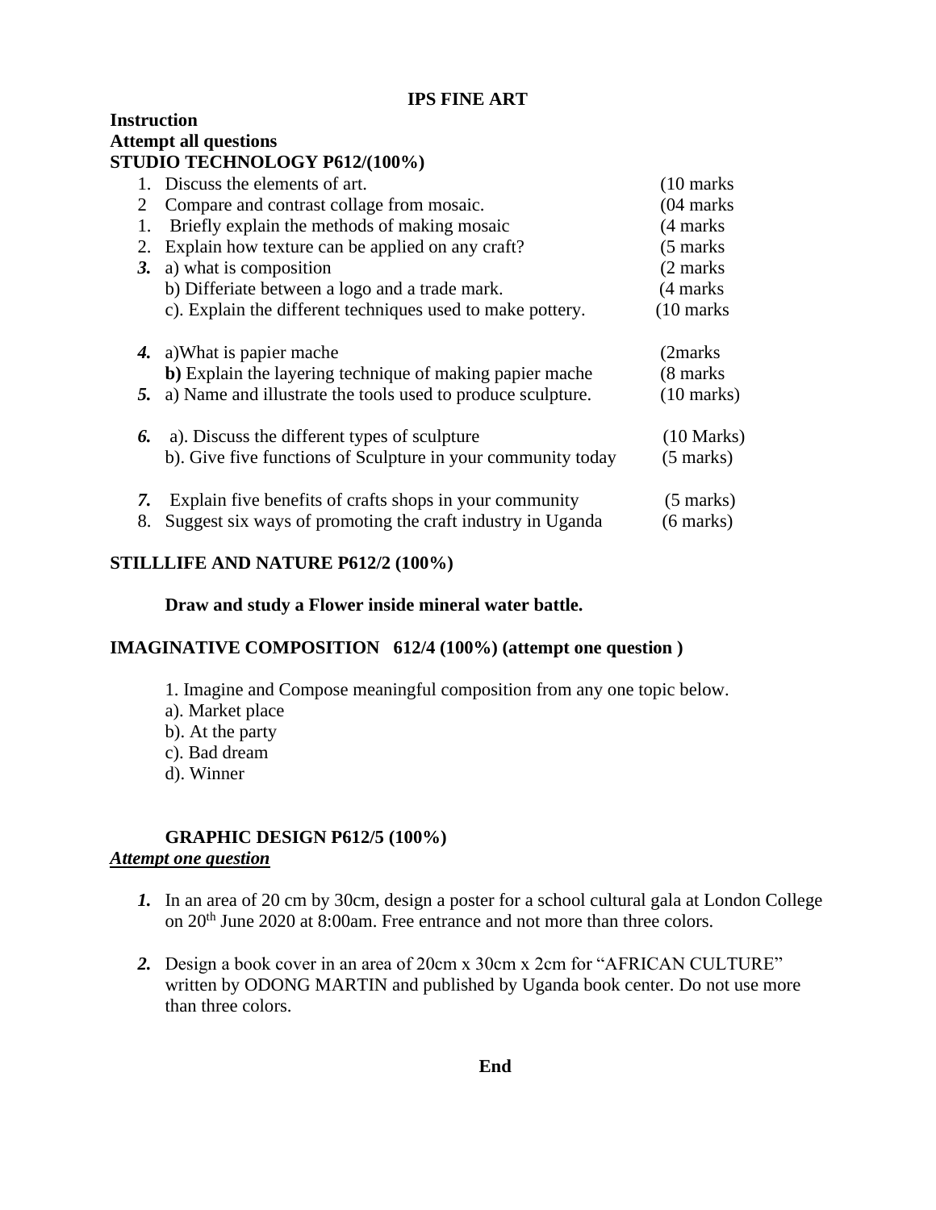**IPS FINE ART**

**Instruction**

**Attempt all questions**

**STUDIO TECHNOLOGY P612/(100%)**

1. Discuss the elements of art. (10 marks
2 Compare and contrast collage from mosaic. (04 marks
1. Briefly explain the methods of making mosaic (4 marks
2. Explain how texture can be applied on any craft? (5 marks

***3.*** a) what is composition (2 marks
b) Differiate between a logo and a trade mark. (4 marks
c). Explain the different techniques used to make pottery. (10 marks

***4.*** a)What is papier mache (2marks
**b)** Explain the layering technique of making papier mache (8 marks

***5.*** a) Name and illustrate the tools used to produce sculpture. (10 marks)

***6.*** a). Discuss the different types of sculpture (10 Marks)
b). Give five functions of Sculpture in your community today (5 marks)

***7.*** Explain five benefits of crafts shops in your community (5 marks)

8. Suggest six ways of promoting the craft industry in Uganda (6 marks)

**STILLLIFE AND NATURE P612/2 (100%)**

**Draw and study a Flower inside mineral water battle.**

**IMAGINATIVE COMPOSITION 612/4 (100%) (attempt one question )**

1. Imagine and Compose meaningful composition from any one topic below.
a). Market place
b). At the party
c). Bad dream
d). Winner

**GRAPHIC DESIGN P612/5 (100%)**

***Attempt one question***

***1.*** In an area of 20 cm by 30cm, design a poster for a school cultural gala at London College on 20th June 2020 at 8:00am. Free entrance and not more than three colors.

***2.*** Design a book cover in an area of 20cm x 30cm x 2cm for "AFRICAN CULTURE" written by ODONG MARTIN and published by Uganda book center. Do not use more than three colors.

**End**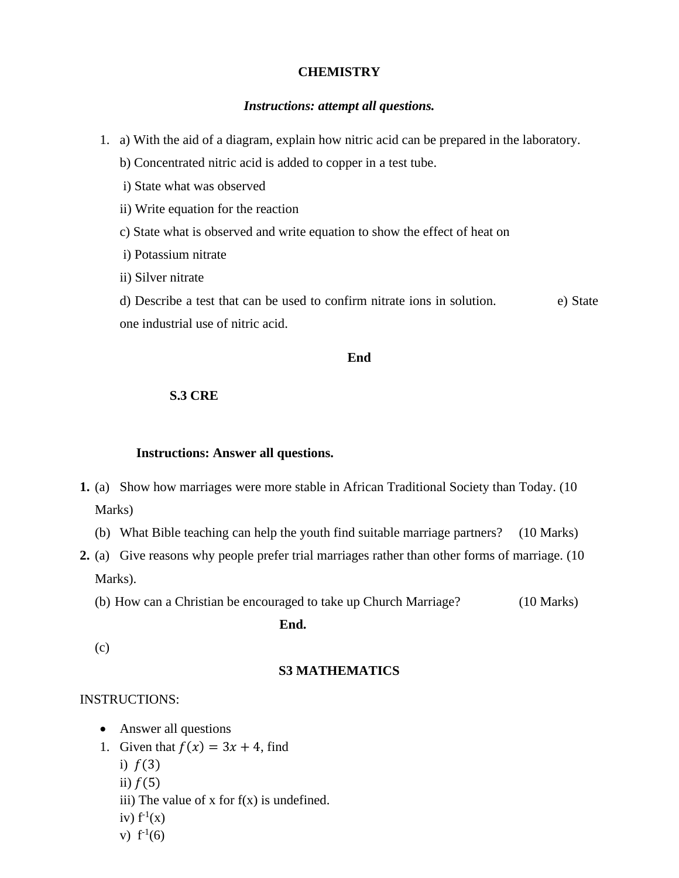## CHEMISTRY

***Instructions: attempt all questions.***

1. a) With the aid of a diagram, explain how nitric acid can be prepared in the laboratory.

   b) Concentrated nitric acid is added to copper in a test tube.

   i) State what was observed

   ii) Write equation for the reaction

   c) State what is observed and write equation to show the effect of heat on

   i) Potassium nitrate

   ii) Silver nitrate

   d) Describe a test that can be used to confirm nitrate ions in solution. e) State one industrial use of nitric acid.

**End**

## S.3 CRE

**Instructions: Answer all questions.**

**1.** (a) Show how marriages were more stable in African Traditional Society than Today. (10 Marks)

(b) What Bible teaching can help the youth find suitable marriage partners? (10 Marks)

**2.** (a) Give reasons why people prefer trial marriages rather than other forms of marriage. (10 Marks).

(b) How can a Christian be encouraged to take up Church Marriage? (10 Marks)

**End.**

(c)

## S3 MATHEMATICS

INSTRUCTIONS:

- Answer all questions

1. Given that $f(x) = 3x + 4$, find
   i) $f(3)$
   ii) $f(5)$
   iii) The value of x for f(x) is undefined.
   iv) $f^{-1}(x)$
   v) $f^{-1}(6)$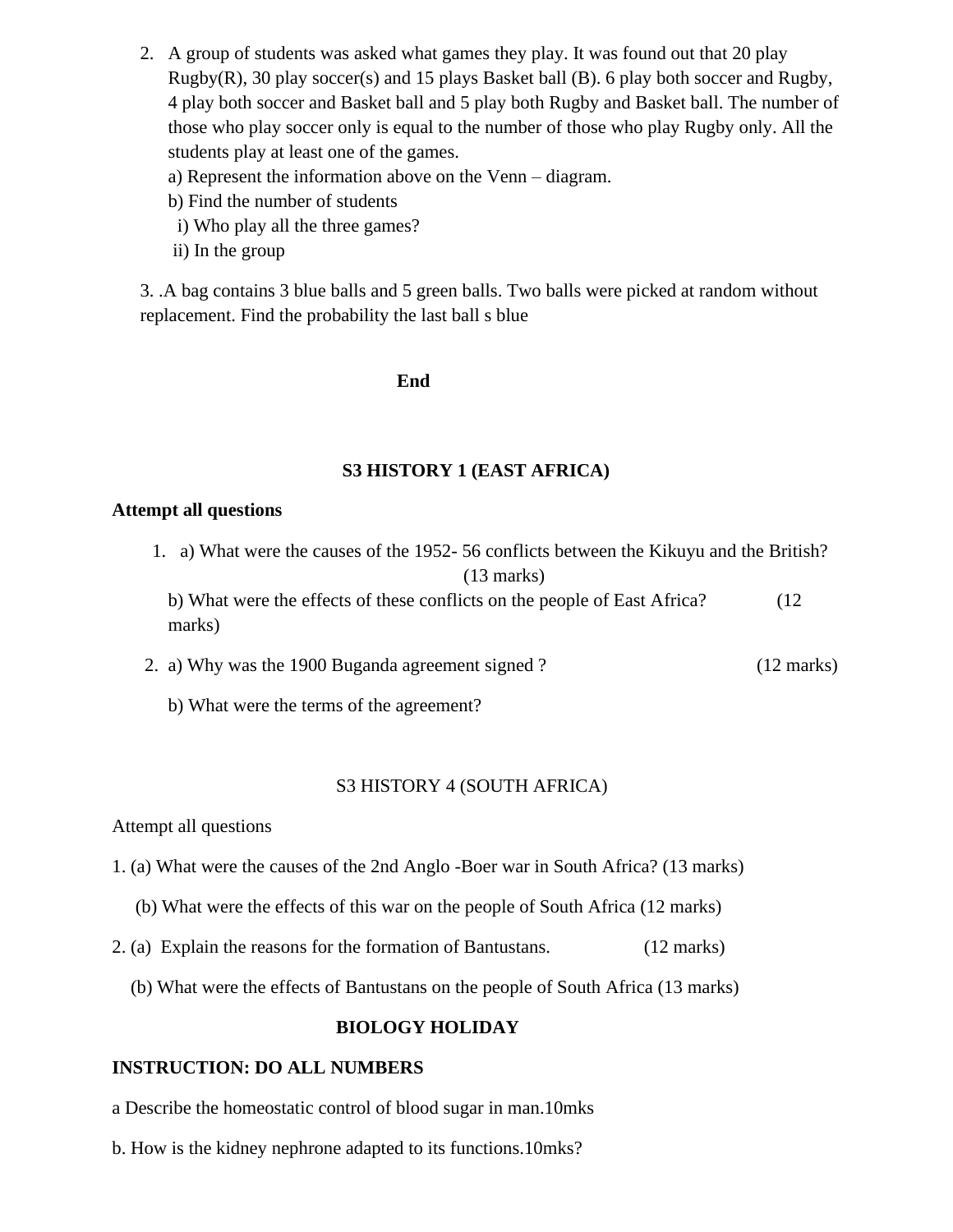2. A group of students was asked what games they play. It was found out that 20 play Rugby(R), 30 play soccer(s) and 15 plays Basket ball (B). 6 play both soccer and Rugby, 4 play both soccer and Basket ball and 5 play both Rugby and Basket ball. The number of those who play soccer only is equal to the number of those who play Rugby only. All the students play at least one of the games.

   a) Represent the information above on the Venn – diagram.

   b) Find the number of students

      i) Who play all the three games?

      ii) In the group

3. .A bag contains 3 blue balls and 5 green balls. Two balls were picked at random without replacement. Find the probability the last ball s blue

**End**

## S3 HISTORY 1 (EAST AFRICA)

**Attempt all questions**

1. a) What were the causes of the 1952- 56 conflicts between the Kikuyu and the British? (13 marks)

   b) What were the effects of these conflicts on the people of East Africa? (12 marks)

2. a) Why was the 1900 Buganda agreement signed ? (12 marks)

   b) What were the terms of the agreement?

## S3 HISTORY 4 (SOUTH AFRICA)

Attempt all questions

1. (a) What were the causes of the 2nd Anglo -Boer war in South Africa? (13 marks)

   (b) What were the effects of this war on the people of South Africa (12 marks)

2. (a) Explain the reasons for the formation of Bantustans. (12 marks)

   (b) What were the effects of Bantustans on the people of South Africa (13 marks)

## BIOLOGY HOLIDAY

**INSTRUCTION: DO ALL NUMBERS**

a Describe the homeostatic control of blood sugar in man.10mks

b. How is the kidney nephrone adapted to its functions.10mks?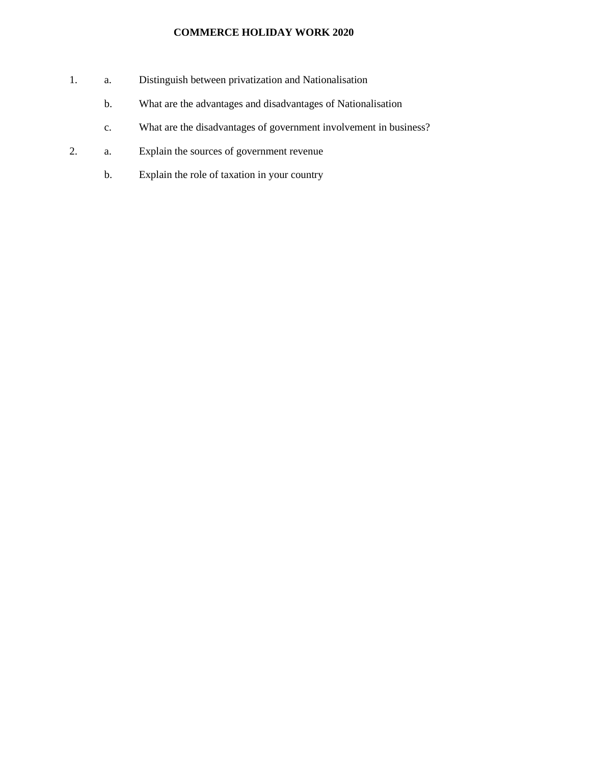# COMMERCE HOLIDAY WORK 2020

1. a. Distinguish between privatization and Nationalisation

   b. What are the advantages and disadvantages of Nationalisation

   c. What are the disadvantages of government involvement in business?

2. a. Explain the sources of government revenue

   b. Explain the role of taxation in your country